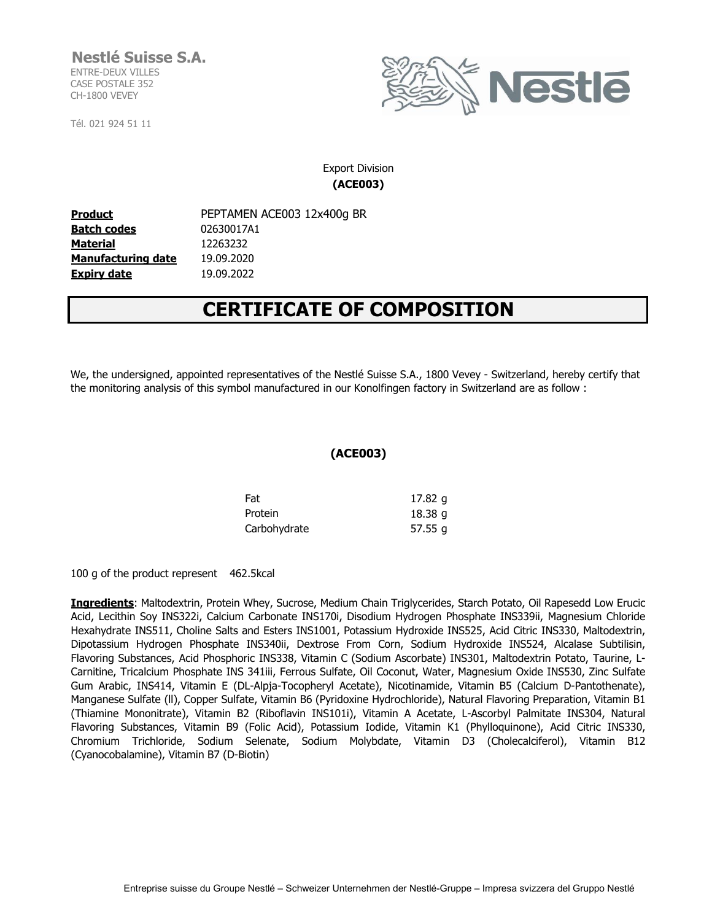**Nestlé Suisse S.A.**
ENTRE-DEUX VILLES
CASE POSTALE 352
CH-1800 VEVEY

Tél. 021 924 51 11

Export Division
**(ACE003)**

| | |
|---|---|
| **Product** | PEPTAMEN ACE003 12x400g BR |
| **Batch codes** | 02630017A1 |
| **Material** | 12263232 |
| **Manufacturing date** | 19.09.2020 |
| **Expiry date** | 19.09.2022 |

# CERTIFICATE OF COMPOSITION

We, the undersigned, appointed representatives of the Nestlé Suisse S.A., 1800 Vevey - Switzerland, hereby certify that the monitoring analysis of this symbol manufactured in our Konolfingen factory in Switzerland are as follow :

**(ACE003)**

| | |
|---|---|
| Fat | 17.82 g |
| Protein | 18.38 g |
| Carbohydrate | 57.55 g |

100 g of the product represent 462.5kcal

**Ingredients**: Maltodextrin, Protein Whey, Sucrose, Medium Chain Triglycerides, Starch Potato, Oil Rapesedd Low Erucic Acid, Lecithin Soy INS322i, Calcium Carbonate INS170i, Disodium Hydrogen Phosphate INS339ii, Magnesium Chloride Hexahydrate INS511, Choline Salts and Esters INS1001, Potassium Hydroxide INS525, Acid Citric INS330, Maltodextrin, Dipotassium Hydrogen Phosphate INS340ii, Dextrose From Corn, Sodium Hydroxide INS524, Alcalase Subtilisin, Flavoring Substances, Acid Phosphoric INS338, Vitamin C (Sodium Ascorbate) INS301, Maltodextrin Potato, Taurine, L-Carnitine, Tricalcium Phosphate INS 341iii, Ferrous Sulfate, Oil Coconut, Water, Magnesium Oxide INS530, Zinc Sulfate Gum Arabic, INS414, Vitamin E (DL-Alpja-Tocopheryl Acetate), Nicotinamide, Vitamin B5 (Calcium D-Pantothenate), Manganese Sulfate (ll), Copper Sulfate, Vitamin B6 (Pyridoxine Hydrochloride), Natural Flavoring Preparation, Vitamin B1 (Thiamine Mononitrate), Vitamin B2 (Riboflavin INS101i), Vitamin A Acetate, L-Ascorbyl Palmitate INS304, Natural Flavoring Substances, Vitamin B9 (Folic Acid), Potassium Iodide, Vitamin K1 (Phylloquinone), Acid Citric INS330, Chromium Trichloride, Sodium Selenate, Sodium Molybdate, Vitamin D3 (Cholecalciferol), Vitamin B12 (Cyanocobalamine), Vitamin B7 (D-Biotin)

Entreprise suisse du Groupe Nestlé – Schweizer Unternehmen der Nestlé-Gruppe – Impresa svizzera del Gruppo Nestlé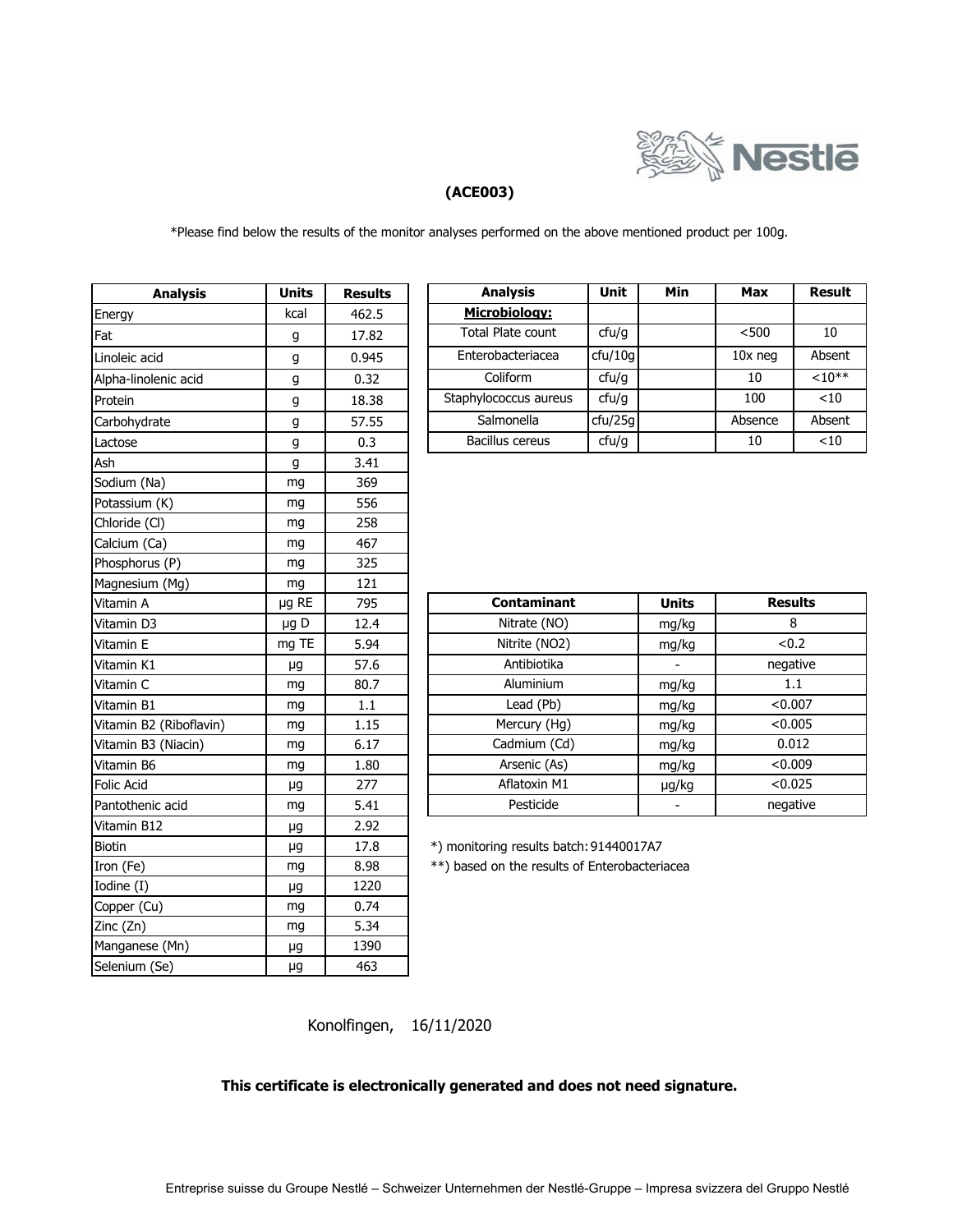**(ACE003)**

*Please find below the results of the monitor analyses performed on the above mentioned product per 100g.

| Analysis | Units | Results |
|---|---|---|
| Energy | kcal | 462.5 |
| Fat | g | 17.82 |
| Linoleic acid | g | 0.945 |
| Alpha-linolenic acid | g | 0.32 |
| Protein | g | 18.38 |
| Carbohydrate | g | 57.55 |
| Lactose | g | 0.3 |
| Ash | g | 3.41 |
| Sodium (Na) | mg | 369 |
| Potassium (K) | mg | 556 |
| Chloride (Cl) | mg | 258 |
| Calcium (Ca) | mg | 467 |
| Phosphorus (P) | mg | 325 |
| Magnesium (Mg) | mg | 121 |
| Vitamin A | µg RE | 795 |
| Vitamin D3 | µg D | 12.4 |
| Vitamin E | mg TE | 5.94 |
| Vitamin K1 | µg | 57.6 |
| Vitamin C | mg | 80.7 |
| Vitamin B1 | mg | 1.1 |
| Vitamin B2 (Riboflavin) | mg | 1.15 |
| Vitamin B3 (Niacin) | mg | 6.17 |
| Vitamin B6 | mg | 1.80 |
| Folic Acid | µg | 277 |
| Pantothenic acid | mg | 5.41 |
| Vitamin B12 | µg | 2.92 |
| Biotin | µg | 17.8 |
| Iron (Fe) | mg | 8.98 |
| Iodine (I) | µg | 1220 |
| Copper (Cu) | mg | 0.74 |
| Zinc (Zn) | mg | 5.34 |
| Manganese (Mn) | µg | 1390 |
| Selenium (Se) | µg | 463 |

| Analysis | Unit | Min | Max | Result |
|---|---|---|---|---|
| **Microbiology:** | | | | |
| Total Plate count | cfu/g | | <500 | 10 |
| Enterobacteriacea | cfu/10g | | 10x neg | Absent |
| Coliform | cfu/g | | 10 | <10** |
| Staphylococcus aureus | cfu/g | | 100 | <10 |
| Salmonella | cfu/25g | | Absence | Absent |
| Bacillus cereus | cfu/g | | 10 | <10 |

| Contaminant | Units | Results |
|---|---|---|
| Nitrate (NO) | mg/kg | 8 |
| Nitrite (NO2) | mg/kg | <0.2 |
| Antibiotika | - | negative |
| Aluminium | mg/kg | 1.1 |
| Lead (Pb) | mg/kg | <0.007 |
| Mercury (Hg) | mg/kg | <0.005 |
| Cadmium (Cd) | mg/kg | 0.012 |
| Arsenic (As) | mg/kg | <0.009 |
| Aflatoxin M1 | µg/kg | <0.025 |
| Pesticide | - | negative |

*) monitoring results batch: 91440017A7

**) based on the results of Enterobacteriacea

Konolfingen, 16/11/2020

**This certificate is electronically generated and does not need signature.**

Entreprise suisse du Groupe Nestlé – Schweizer Unternehmen der Nestlé-Gruppe – Impresa svizzera del Gruppo Nestlé